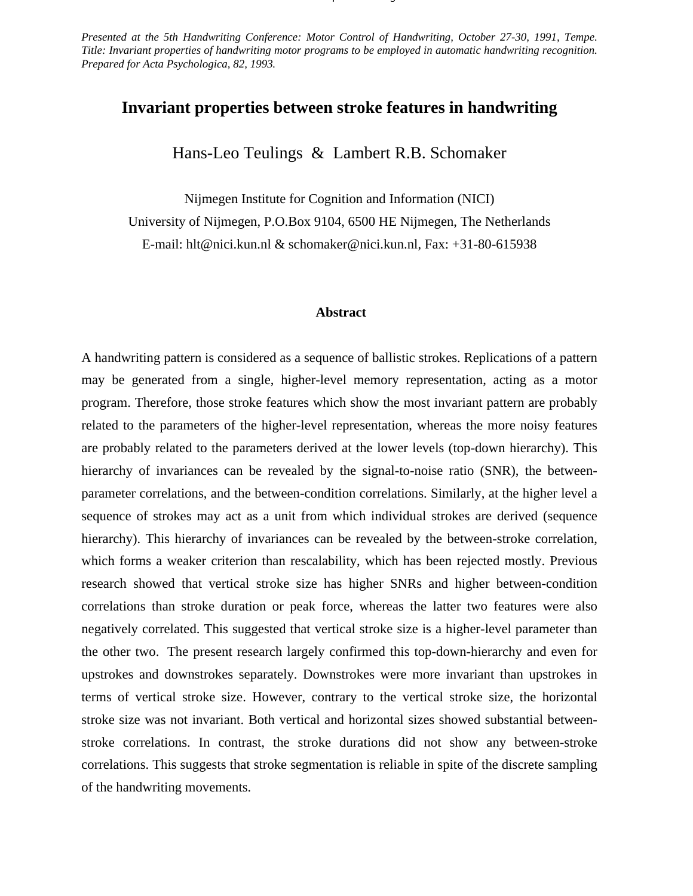*Presented at the 5th Handwriting Conference: Motor Control of Handwriting, October 27-30, 1991, Tempe. Title: Invariant properties of handwriting motor programs to be employed in automatic handwriting recognition. Prepared for Acta Psychologica, 82, 1993.*

# Invariant properties between stroke features in handwriting

Hans-Leo Teulings & Lambert R.B. Schomaker

Nijmegen Institute for Cognition and Information (NICI)
University of Nijmegen, P.O.Box 9104, 6500 HE Nijmegen, The Netherlands
E-mail: hlt@nici.kun.nl & schomaker@nici.kun.nl, Fax: +31-80-615938

## Abstract

A handwriting pattern is considered as a sequence of ballistic strokes. Replications of a pattern may be generated from a single, higher-level memory representation, acting as a motor program. Therefore, those stroke features which show the most invariant pattern are probably related to the parameters of the higher-level representation, whereas the more noisy features are probably related to the parameters derived at the lower levels (top-down hierarchy). This hierarchy of invariances can be revealed by the signal-to-noise ratio (SNR), the between-parameter correlations, and the between-condition correlations. Similarly, at the higher level a sequence of strokes may act as a unit from which individual strokes are derived (sequence hierarchy). This hierarchy of invariances can be revealed by the between-stroke correlation, which forms a weaker criterion than rescalability, which has been rejected mostly. Previous research showed that vertical stroke size has higher SNRs and higher between-condition correlations than stroke duration or peak force, whereas the latter two features were also negatively correlated. This suggested that vertical stroke size is a higher-level parameter than the other two. The present research largely confirmed this top-down-hierarchy and even for upstrokes and downstrokes separately. Downstrokes were more invariant than upstrokes in terms of vertical stroke size. However, contrary to the vertical stroke size, the horizontal stroke size was not invariant. Both vertical and horizontal sizes showed substantial between-stroke correlations. In contrast, the stroke durations did not show any between-stroke correlations. This suggests that stroke segmentation is reliable in spite of the discrete sampling of the handwriting movements.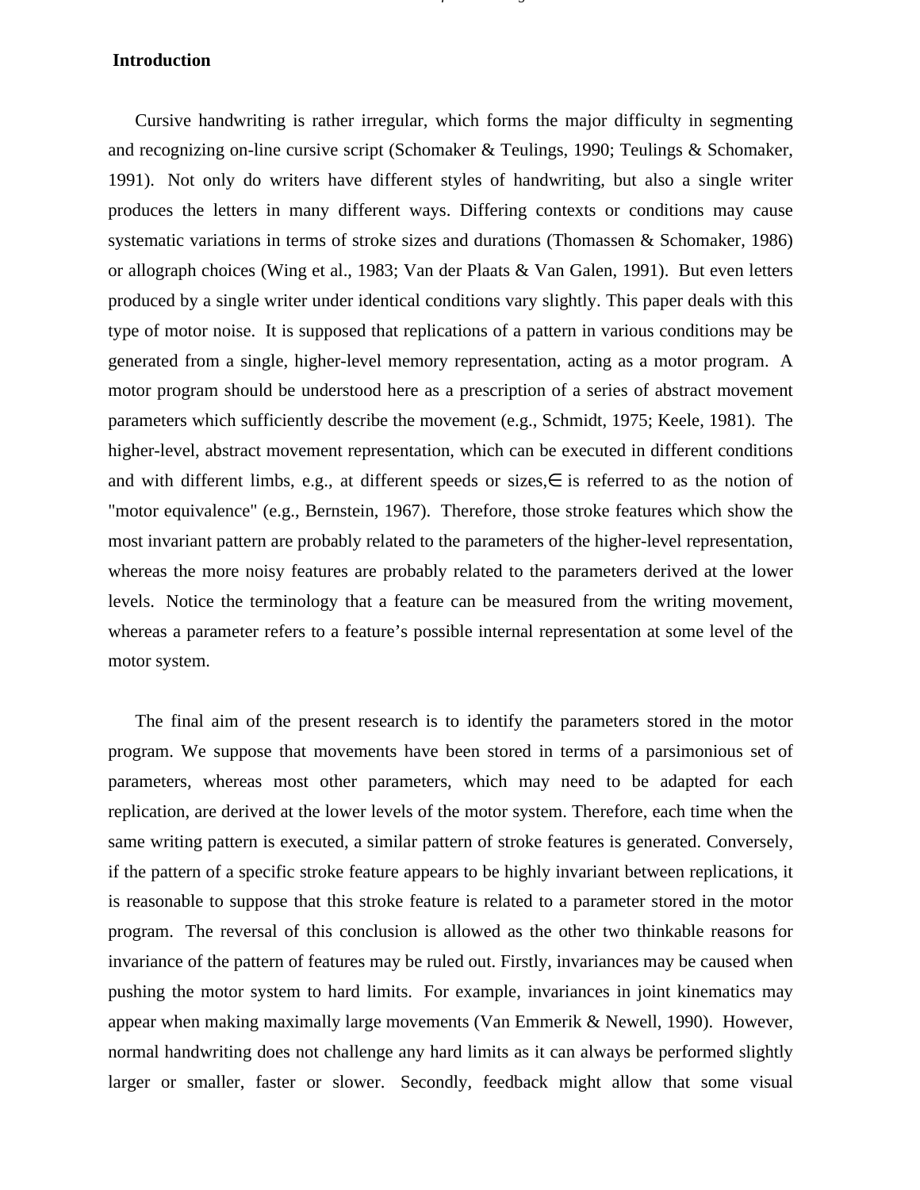## Introduction

Cursive handwriting is rather irregular, which forms the major difficulty in segmenting and recognizing on-line cursive script (Schomaker & Teulings, 1990; Teulings & Schomaker, 1991). Not only do writers have different styles of handwriting, but also a single writer produces the letters in many different ways. Differing contexts or conditions may cause systematic variations in terms of stroke sizes and durations (Thomassen & Schomaker, 1986) or allograph choices (Wing et al., 1983; Van der Plaats & Van Galen, 1991). But even letters produced by a single writer under identical conditions vary slightly. This paper deals with this type of motor noise. It is supposed that replications of a pattern in various conditions may be generated from a single, higher-level memory representation, acting as a motor program. A motor program should be understood here as a prescription of a series of abstract movement parameters which sufficiently describe the movement (e.g., Schmidt, 1975; Keele, 1981). The higher-level, abstract movement representation, which can be executed in different conditions and with different limbs, e.g., at different speeds or sizes,∈ is referred to as the notion of "motor equivalence" (e.g., Bernstein, 1967). Therefore, those stroke features which show the most invariant pattern are probably related to the parameters of the higher-level representation, whereas the more noisy features are probably related to the parameters derived at the lower levels. Notice the terminology that a feature can be measured from the writing movement, whereas a parameter refers to a feature's possible internal representation at some level of the motor system.

The final aim of the present research is to identify the parameters stored in the motor program. We suppose that movements have been stored in terms of a parsimonious set of parameters, whereas most other parameters, which may need to be adapted for each replication, are derived at the lower levels of the motor system. Therefore, each time when the same writing pattern is executed, a similar pattern of stroke features is generated. Conversely, if the pattern of a specific stroke feature appears to be highly invariant between replications, it is reasonable to suppose that this stroke feature is related to a parameter stored in the motor program. The reversal of this conclusion is allowed as the other two thinkable reasons for invariance of the pattern of features may be ruled out. Firstly, invariances may be caused when pushing the motor system to hard limits. For example, invariances in joint kinematics may appear when making maximally large movements (Van Emmerik & Newell, 1990). However, normal handwriting does not challenge any hard limits as it can always be performed slightly larger or smaller, faster or slower. Secondly, feedback might allow that some visual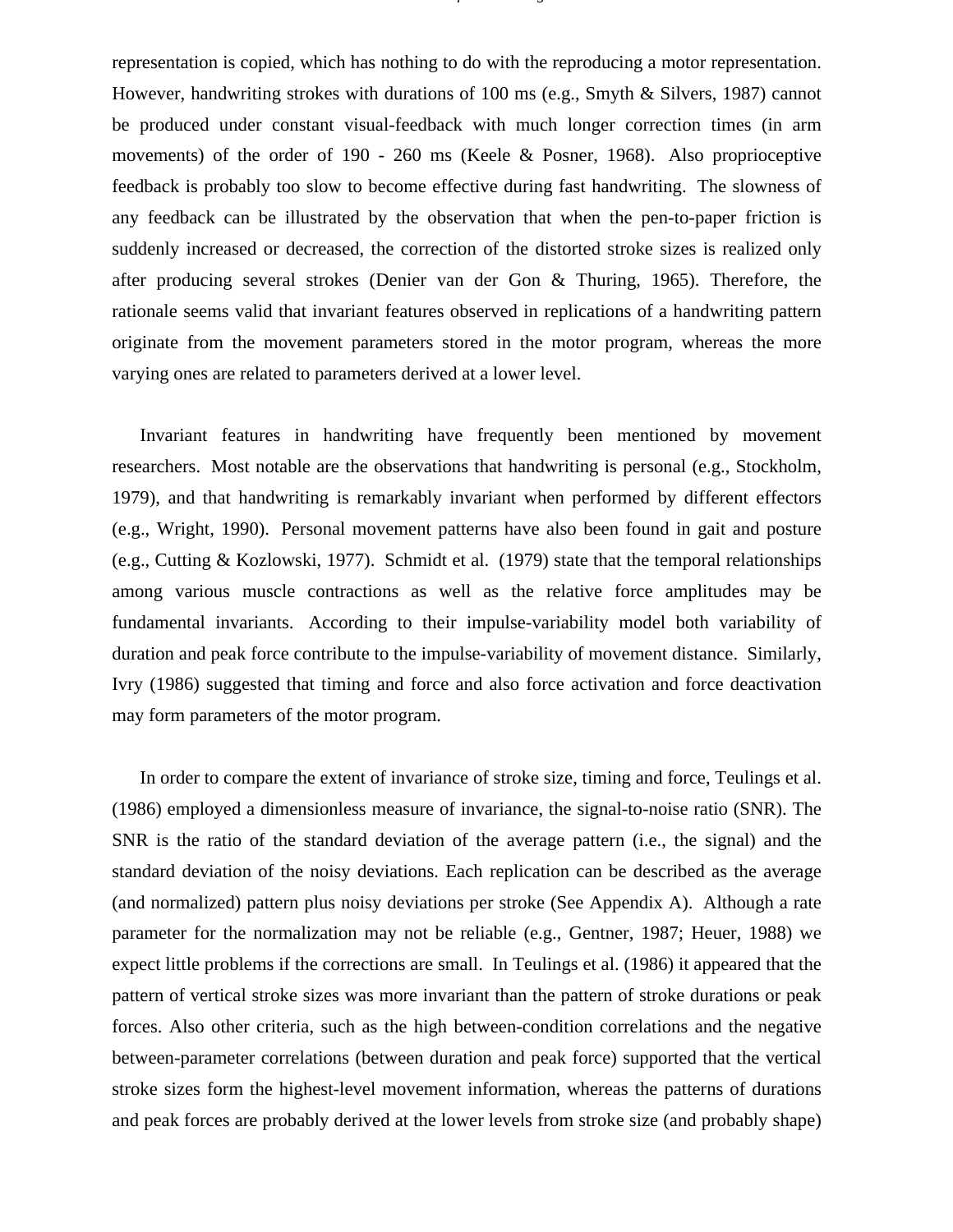representation is copied, which has nothing to do with the reproducing a motor representation. However, handwriting strokes with durations of 100 ms (e.g., Smyth & Silvers, 1987) cannot be produced under constant visual-feedback with much longer correction times (in arm movements) of the order of 190 - 260 ms (Keele & Posner, 1968). Also proprioceptive feedback is probably too slow to become effective during fast handwriting. The slowness of any feedback can be illustrated by the observation that when the pen-to-paper friction is suddenly increased or decreased, the correction of the distorted stroke sizes is realized only after producing several strokes (Denier van der Gon & Thuring, 1965). Therefore, the rationale seems valid that invariant features observed in replications of a handwriting pattern originate from the movement parameters stored in the motor program, whereas the more varying ones are related to parameters derived at a lower level.

Invariant features in handwriting have frequently been mentioned by movement researchers. Most notable are the observations that handwriting is personal (e.g., Stockholm, 1979), and that handwriting is remarkably invariant when performed by different effectors (e.g., Wright, 1990). Personal movement patterns have also been found in gait and posture (e.g., Cutting & Kozlowski, 1977). Schmidt et al. (1979) state that the temporal relationships among various muscle contractions as well as the relative force amplitudes may be fundamental invariants. According to their impulse-variability model both variability of duration and peak force contribute to the impulse-variability of movement distance. Similarly, Ivry (1986) suggested that timing and force and also force activation and force deactivation may form parameters of the motor program.

In order to compare the extent of invariance of stroke size, timing and force, Teulings et al. (1986) employed a dimensionless measure of invariance, the signal-to-noise ratio (SNR). The SNR is the ratio of the standard deviation of the average pattern (i.e., the signal) and the standard deviation of the noisy deviations. Each replication can be described as the average (and normalized) pattern plus noisy deviations per stroke (See Appendix A). Although a rate parameter for the normalization may not be reliable (e.g., Gentner, 1987; Heuer, 1988) we expect little problems if the corrections are small. In Teulings et al. (1986) it appeared that the pattern of vertical stroke sizes was more invariant than the pattern of stroke durations or peak forces. Also other criteria, such as the high between-condition correlations and the negative between-parameter correlations (between duration and peak force) supported that the vertical stroke sizes form the highest-level movement information, whereas the patterns of durations and peak forces are probably derived at the lower levels from stroke size (and probably shape)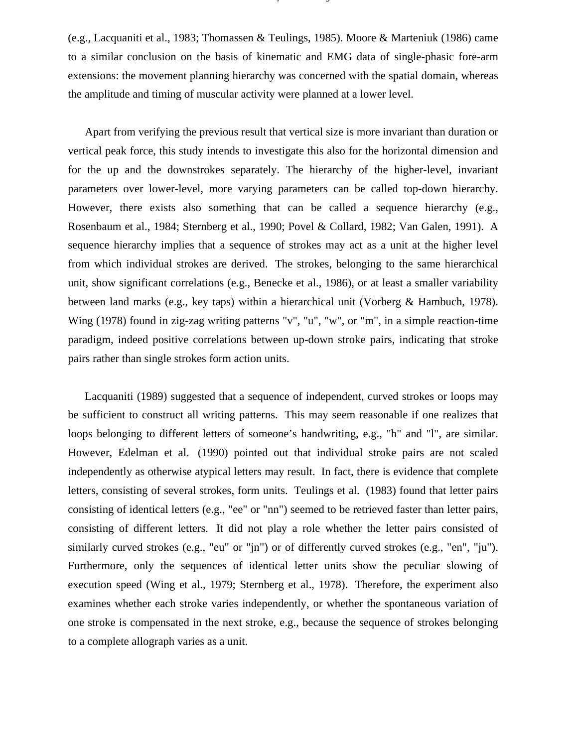(e.g., Lacquaniti et al., 1983; Thomassen & Teulings, 1985). Moore & Marteniuk (1986) came to a similar conclusion on the basis of kinematic and EMG data of single-phasic fore-arm extensions: the movement planning hierarchy was concerned with the spatial domain, whereas the amplitude and timing of muscular activity were planned at a lower level.

Apart from verifying the previous result that vertical size is more invariant than duration or vertical peak force, this study intends to investigate this also for the horizontal dimension and for the up and the downstrokes separately. The hierarchy of the higher-level, invariant parameters over lower-level, more varying parameters can be called top-down hierarchy. However, there exists also something that can be called a sequence hierarchy (e.g., Rosenbaum et al., 1984; Sternberg et al., 1990; Povel & Collard, 1982; Van Galen, 1991). A sequence hierarchy implies that a sequence of strokes may act as a unit at the higher level from which individual strokes are derived. The strokes, belonging to the same hierarchical unit, show significant correlations (e.g., Benecke et al., 1986), or at least a smaller variability between land marks (e.g., key taps) within a hierarchical unit (Vorberg & Hambuch, 1978). Wing (1978) found in zig-zag writing patterns "v", "u", "w", or "m", in a simple reaction-time paradigm, indeed positive correlations between up-down stroke pairs, indicating that stroke pairs rather than single strokes form action units.

Lacquaniti (1989) suggested that a sequence of independent, curved strokes or loops may be sufficient to construct all writing patterns. This may seem reasonable if one realizes that loops belonging to different letters of someone's handwriting, e.g., "h" and "l", are similar. However, Edelman et al. (1990) pointed out that individual stroke pairs are not scaled independently as otherwise atypical letters may result. In fact, there is evidence that complete letters, consisting of several strokes, form units. Teulings et al. (1983) found that letter pairs consisting of identical letters (e.g., "ee" or "nn") seemed to be retrieved faster than letter pairs, consisting of different letters. It did not play a role whether the letter pairs consisted of similarly curved strokes (e.g., "eu" or "jn") or of differently curved strokes (e.g., "en", "ju"). Furthermore, only the sequences of identical letter units show the peculiar slowing of execution speed (Wing et al., 1979; Sternberg et al., 1978). Therefore, the experiment also examines whether each stroke varies independently, or whether the spontaneous variation of one stroke is compensated in the next stroke, e.g., because the sequence of strokes belonging to a complete allograph varies as a unit.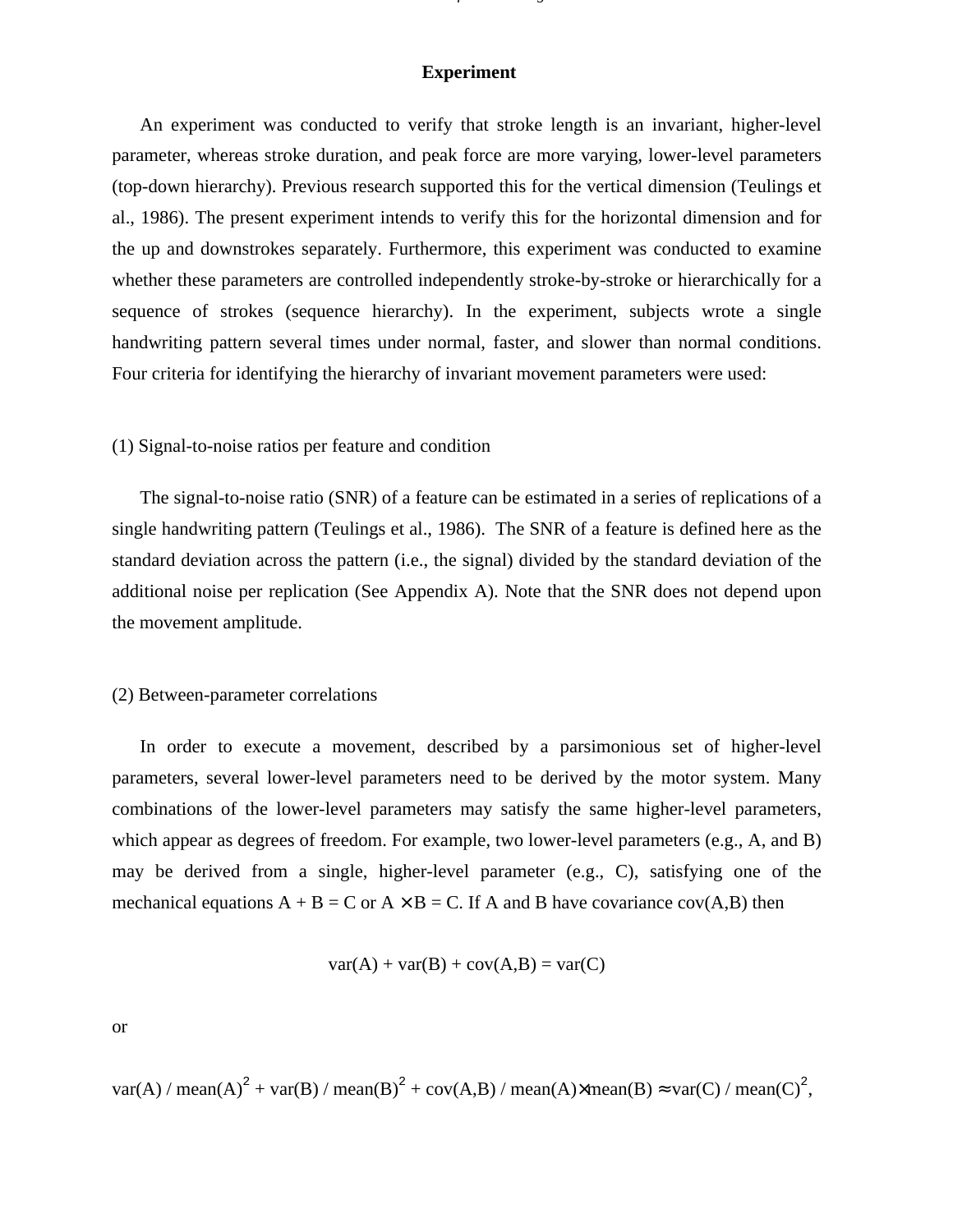## Experiment

An experiment was conducted to verify that stroke length is an invariant, higher-level parameter, whereas stroke duration, and peak force are more varying, lower-level parameters (top-down hierarchy). Previous research supported this for the vertical dimension (Teulings et al., 1986). The present experiment intends to verify this for the horizontal dimension and for the up and downstrokes separately. Furthermore, this experiment was conducted to examine whether these parameters are controlled independently stroke-by-stroke or hierarchically for a sequence of strokes (sequence hierarchy). In the experiment, subjects wrote a single handwriting pattern several times under normal, faster, and slower than normal conditions. Four criteria for identifying the hierarchy of invariant movement parameters were used:

### (1) Signal-to-noise ratios per feature and condition

The signal-to-noise ratio (SNR) of a feature can be estimated in a series of replications of a single handwriting pattern (Teulings et al., 1986). The SNR of a feature is defined here as the standard deviation across the pattern (i.e., the signal) divided by the standard deviation of the additional noise per replication (See Appendix A). Note that the SNR does not depend upon the movement amplitude.

### (2) Between-parameter correlations

In order to execute a movement, described by a parsimonious set of higher-level parameters, several lower-level parameters need to be derived by the motor system. Many combinations of the lower-level parameters may satisfy the same higher-level parameters, which appear as degrees of freedom. For example, two lower-level parameters (e.g., A, and B) may be derived from a single, higher-level parameter (e.g., C), satisfying one of the mechanical equations $A + B = C$ or $A \times B = C$. If A and B have covariance cov(A,B) then

$$\mathrm{var}(A) + \mathrm{var}(B) + \mathrm{cov}(A,B) = \mathrm{var}(C)$$

or

$$\mathrm{var}(A) / \mathrm{mean}(A)^2 + \mathrm{var}(B) / \mathrm{mean}(B)^2 + \mathrm{cov}(A,B) / \mathrm{mean}(A)\times\mathrm{mean}(B) \approx \mathrm{var}(C) / \mathrm{mean}(C)^2,$$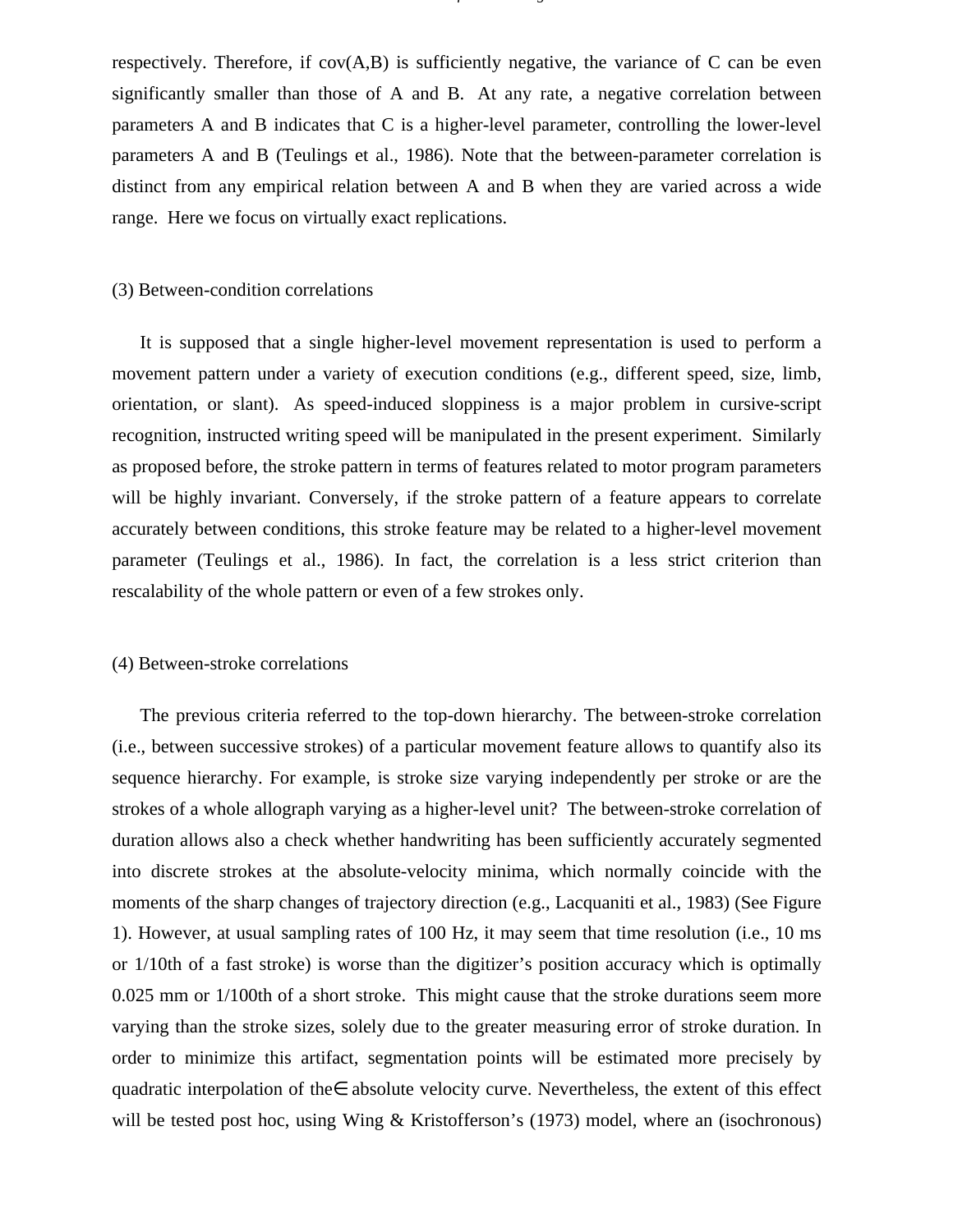respectively. Therefore, if cov(A,B) is sufficiently negative, the variance of C can be even significantly smaller than those of A and B. At any rate, a negative correlation between parameters A and B indicates that C is a higher-level parameter, controlling the lower-level parameters A and B (Teulings et al., 1986). Note that the between-parameter correlation is distinct from any empirical relation between A and B when they are varied across a wide range. Here we focus on virtually exact replications.

(3) Between-condition correlations

It is supposed that a single higher-level movement representation is used to perform a movement pattern under a variety of execution conditions (e.g., different speed, size, limb, orientation, or slant). As speed-induced sloppiness is a major problem in cursive-script recognition, instructed writing speed will be manipulated in the present experiment. Similarly as proposed before, the stroke pattern in terms of features related to motor program parameters will be highly invariant. Conversely, if the stroke pattern of a feature appears to correlate accurately between conditions, this stroke feature may be related to a higher-level movement parameter (Teulings et al., 1986). In fact, the correlation is a less strict criterion than rescalability of the whole pattern or even of a few strokes only.

(4) Between-stroke correlations

The previous criteria referred to the top-down hierarchy. The between-stroke correlation (i.e., between successive strokes) of a particular movement feature allows to quantify also its sequence hierarchy. For example, is stroke size varying independently per stroke or are the strokes of a whole allograph varying as a higher-level unit? The between-stroke correlation of duration allows also a check whether handwriting has been sufficiently accurately segmented into discrete strokes at the absolute-velocity minima, which normally coincide with the moments of the sharp changes of trajectory direction (e.g., Lacquaniti et al., 1983) (See Figure 1). However, at usual sampling rates of 100 Hz, it may seem that time resolution (i.e., 10 ms or 1/10th of a fast stroke) is worse than the digitizer's position accuracy which is optimally 0.025 mm or 1/100th of a short stroke. This might cause that the stroke durations seem more varying than the stroke sizes, solely due to the greater measuring error of stroke duration. In order to minimize this artifact, segmentation points will be estimated more precisely by quadratic interpolation of the∈ absolute velocity curve. Nevertheless, the extent of this effect will be tested post hoc, using Wing & Kristofferson's (1973) model, where an (isochronous)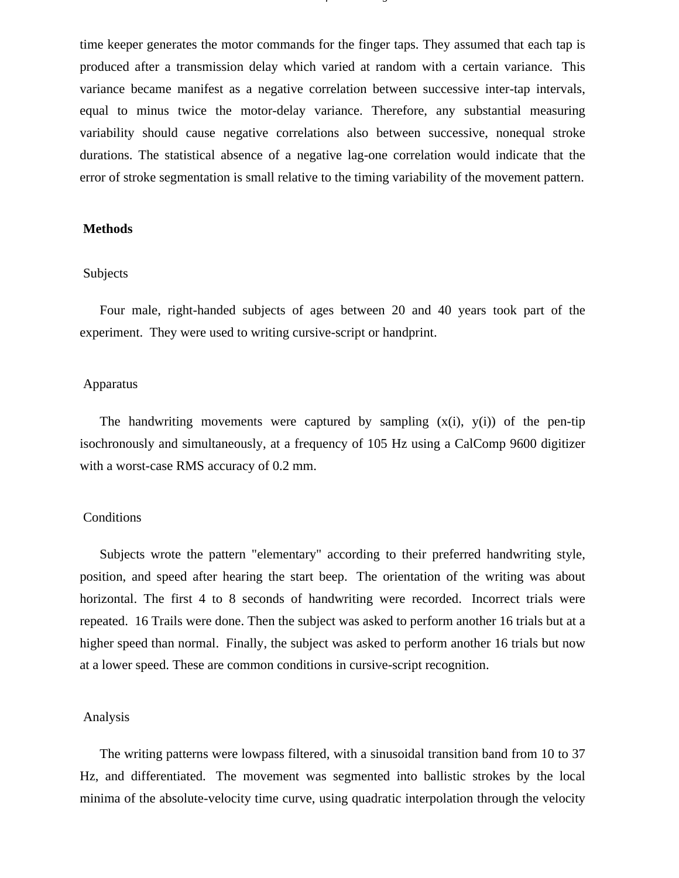time keeper generates the motor commands for the finger taps. They assumed that each tap is produced after a transmission delay which varied at random with a certain variance. This variance became manifest as a negative correlation between successive inter-tap intervals, equal to minus twice the motor-delay variance. Therefore, any substantial measuring variability should cause negative correlations also between successive, nonequal stroke durations. The statistical absence of a negative lag-one correlation would indicate that the error of stroke segmentation is small relative to the timing variability of the movement pattern.

## Methods

### Subjects

Four male, right-handed subjects of ages between 20 and 40 years took part of the experiment. They were used to writing cursive-script or handprint.

### Apparatus

The handwriting movements were captured by sampling (x(i), y(i)) of the pen-tip isochronously and simultaneously, at a frequency of 105 Hz using a CalComp 9600 digitizer with a worst-case RMS accuracy of 0.2 mm.

### Conditions

Subjects wrote the pattern "elementary" according to their preferred handwriting style, position, and speed after hearing the start beep. The orientation of the writing was about horizontal. The first 4 to 8 seconds of handwriting were recorded. Incorrect trials were repeated. 16 Trails were done. Then the subject was asked to perform another 16 trials but at a higher speed than normal. Finally, the subject was asked to perform another 16 trials but now at a lower speed. These are common conditions in cursive-script recognition.

### Analysis

The writing patterns were lowpass filtered, with a sinusoidal transition band from 10 to 37 Hz, and differentiated. The movement was segmented into ballistic strokes by the local minima of the absolute-velocity time curve, using quadratic interpolation through the velocity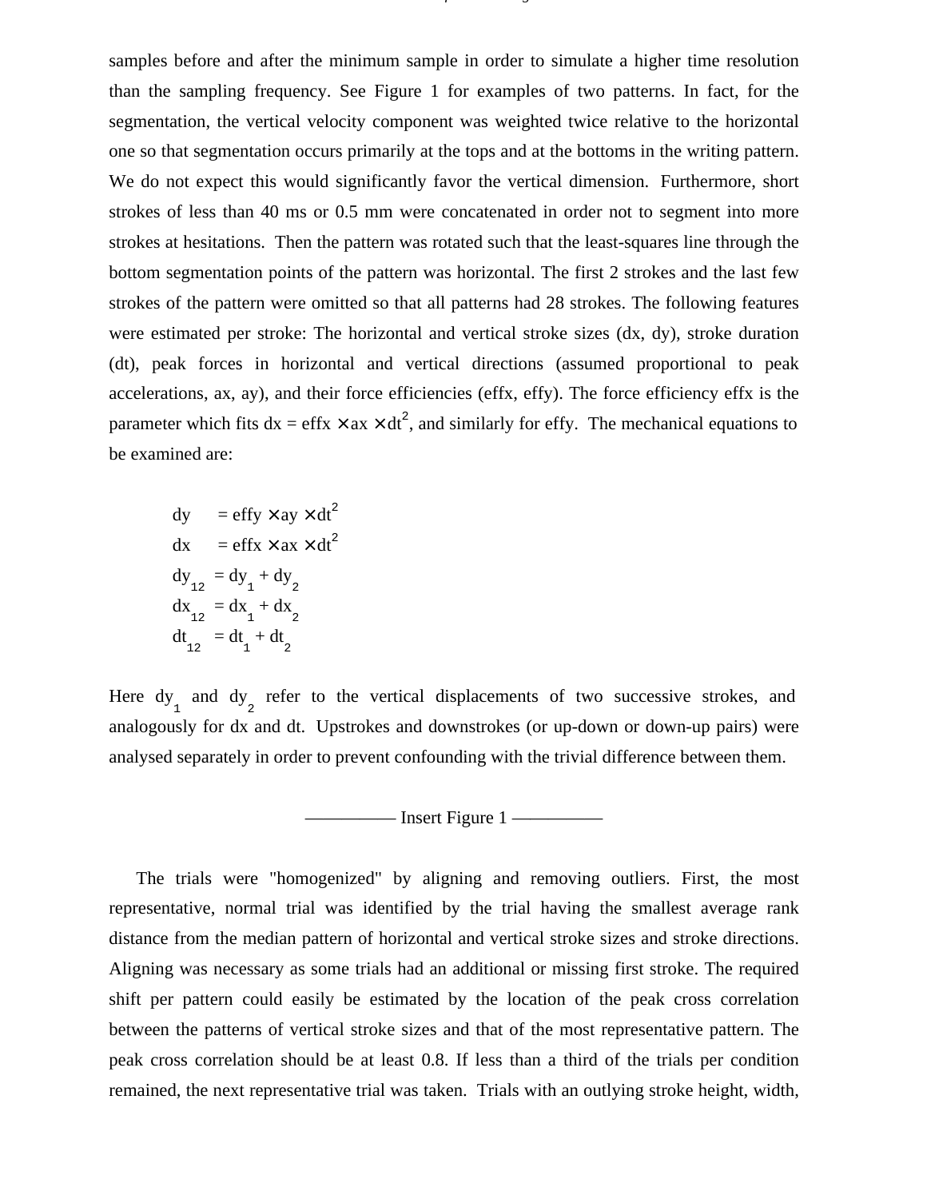samples before and after the minimum sample in order to simulate a higher time resolution than the sampling frequency. See Figure 1 for examples of two patterns. In fact, for the segmentation, the vertical velocity component was weighted twice relative to the horizontal one so that segmentation occurs primarily at the tops and at the bottoms in the writing pattern. We do not expect this would significantly favor the vertical dimension. Furthermore, short strokes of less than 40 ms or 0.5 mm were concatenated in order not to segment into more strokes at hesitations. Then the pattern was rotated such that the least-squares line through the bottom segmentation points of the pattern was horizontal. The first 2 strokes and the last few strokes of the pattern were omitted so that all patterns had 28 strokes. The following features were estimated per stroke: The horizontal and vertical stroke sizes (dx, dy), stroke duration (dt), peak forces in horizontal and vertical directions (assumed proportional to peak accelerations, ax, ay), and their force efficiencies (effx, effy). The force efficiency effx is the parameter which fits $dx = effx \times ax \times dt^2$, and similarly for effy. The mechanical equations to be examined are:

$$
\begin{aligned}
dy &= effy \times ay \times dt^2 \\
dx &= effx \times ax \times dt^2 \\
dy_{12} &= dy_1 + dy_2 \\
dx_{12} &= dx_1 + dx_2 \\
dt_{12} &= dt_1 + dt_2
\end{aligned}
$$

Here $dy_1$ and $dy_2$ refer to the vertical displacements of two successive strokes, and analogously for dx and dt. Upstrokes and downstrokes (or up-down or down-up pairs) were analysed separately in order to prevent confounding with the trivial difference between them.

—————— Insert Figure 1 ——————

The trials were "homogenized" by aligning and removing outliers. First, the most representative, normal trial was identified by the trial having the smallest average rank distance from the median pattern of horizontal and vertical stroke sizes and stroke directions. Aligning was necessary as some trials had an additional or missing first stroke. The required shift per pattern could easily be estimated by the location of the peak cross correlation between the patterns of vertical stroke sizes and that of the most representative pattern. The peak cross correlation should be at least 0.8. If less than a third of the trials per condition remained, the next representative trial was taken. Trials with an outlying stroke height, width,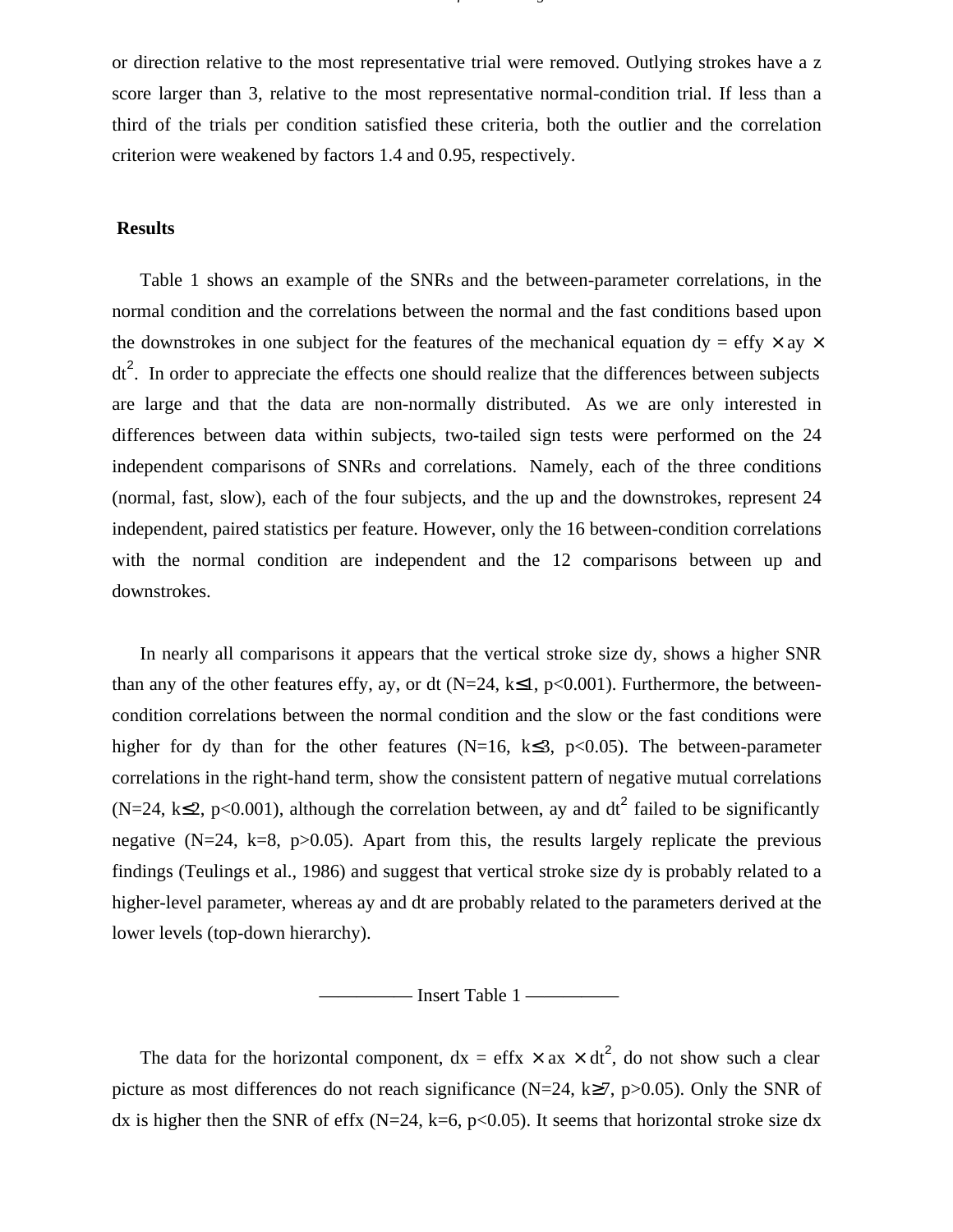or direction relative to the most representative trial were removed. Outlying strokes have a z score larger than 3, relative to the most representative normal-condition trial. If less than a third of the trials per condition satisfied these criteria, both the outlier and the correlation criterion were weakened by factors 1.4 and 0.95, respectively.

## Results

Table 1 shows an example of the SNRs and the between-parameter correlations, in the normal condition and the correlations between the normal and the fast conditions based upon the downstrokes in one subject for the features of the mechanical equation $dy = effy \times ay \times dt^2$. In order to appreciate the effects one should realize that the differences between subjects are large and that the data are non-normally distributed. As we are only interested in differences between data within subjects, two-tailed sign tests were performed on the 24 independent comparisons of SNRs and correlations. Namely, each of the three conditions (normal, fast, slow), each of the four subjects, and the up and the downstrokes, represent 24 independent, paired statistics per feature. However, only the 16 between-condition correlations with the normal condition are independent and the 12 comparisons between up and downstrokes.

In nearly all comparisons it appears that the vertical stroke size dy, shows a higher SNR than any of the other features effy, ay, or dt ($N=24$, $k\leq1$, $p<0.001$). Furthermore, the between-condition correlations between the normal condition and the slow or the fast conditions were higher for dy than for the other features ($N=16$, $k\leq3$, $p<0.05$). The between-parameter correlations in the right-hand term, show the consistent pattern of negative mutual correlations ($N=24$, $k\leq2$, $p<0.001$), although the correlation between, ay and $dt^2$ failed to be significantly negative ($N=24$, $k=8$, $p>0.05$). Apart from this, the results largely replicate the previous findings (Teulings et al., 1986) and suggest that vertical stroke size dy is probably related to a higher-level parameter, whereas ay and dt are probably related to the parameters derived at the lower levels (top-down hierarchy).

————— Insert Table 1 —————

The data for the horizontal component, $dx = effx \times ax \times dt^2$, do not show such a clear picture as most differences do not reach significance ($N=24$, $k\geq7$, $p>0.05$). Only the SNR of dx is higher then the SNR of effx ($N=24$, $k=6$, $p<0.05$). It seems that horizontal stroke size dx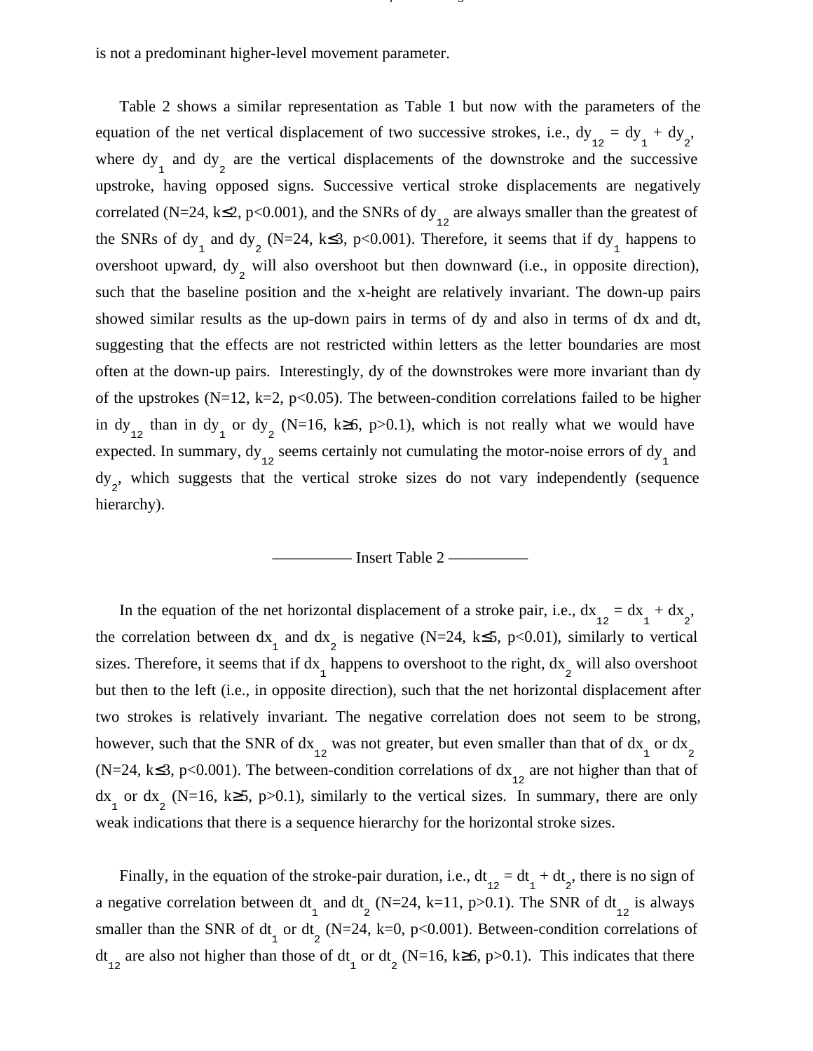is not a predominant higher-level movement parameter.

Table 2 shows a similar representation as Table 1 but now with the parameters of the equation of the net vertical displacement of two successive strokes, i.e., $dy_{12} = dy_1 + dy_2$, where $dy_1$ and $dy_2$ are the vertical displacements of the downstroke and the successive upstroke, having opposed signs. Successive vertical stroke displacements are negatively correlated (N=24, k≤2, p<0.001), and the SNRs of $dy_{12}$ are always smaller than the greatest of the SNRs of $dy_1$ and $dy_2$ (N=24, k≤3, p<0.001). Therefore, it seems that if $dy_1$ happens to overshoot upward, $dy_2$ will also overshoot but then downward (i.e., in opposite direction), such that the baseline position and the x-height are relatively invariant. The down-up pairs showed similar results as the up-down pairs in terms of dy and also in terms of dx and dt, suggesting that the effects are not restricted within letters as the letter boundaries are most often at the down-up pairs. Interestingly, dy of the downstrokes were more invariant than dy of the upstrokes (N=12, k=2, p<0.05). The between-condition correlations failed to be higher in $dy_{12}$ than in $dy_1$ or $dy_2$ (N=16, k≥6, p>0.1), which is not really what we would have expected. In summary, $dy_{12}$ seems certainly not cumulating the motor-noise errors of $dy_1$ and $dy_2$, which suggests that the vertical stroke sizes do not vary independently (sequence hierarchy).

————— Insert Table 2 —————

In the equation of the net horizontal displacement of a stroke pair, i.e., $dx_{12} = dx_1 + dx_2$, the correlation between $dx_1$ and $dx_2$ is negative (N=24, k≤5, p<0.01), similarly to vertical sizes. Therefore, it seems that if $dx_1$ happens to overshoot to the right, $dx_2$ will also overshoot but then to the left (i.e., in opposite direction), such that the net horizontal displacement after two strokes is relatively invariant. The negative correlation does not seem to be strong, however, such that the SNR of $dx_{12}$ was not greater, but even smaller than that of $dx_1$ or $dx_2$ (N=24, k≤3, p<0.001). The between-condition correlations of $dx_{12}$ are not higher than that of $dx_1$ or $dx_2$ (N=16, k≥5, p>0.1), similarly to the vertical sizes. In summary, there are only weak indications that there is a sequence hierarchy for the horizontal stroke sizes.

Finally, in the equation of the stroke-pair duration, i.e., $dt_{12} = dt_1 + dt_2$, there is no sign of a negative correlation between $dt_1$ and $dt_2$ (N=24, k=11, p>0.1). The SNR of $dt_{12}$ is always smaller than the SNR of $dt_1$ or $dt_2$ (N=24, k=0, p<0.001). Between-condition correlations of $dt_{12}$ are also not higher than those of $dt_1$ or $dt_2$ (N=16, k≥6, p>0.1). This indicates that there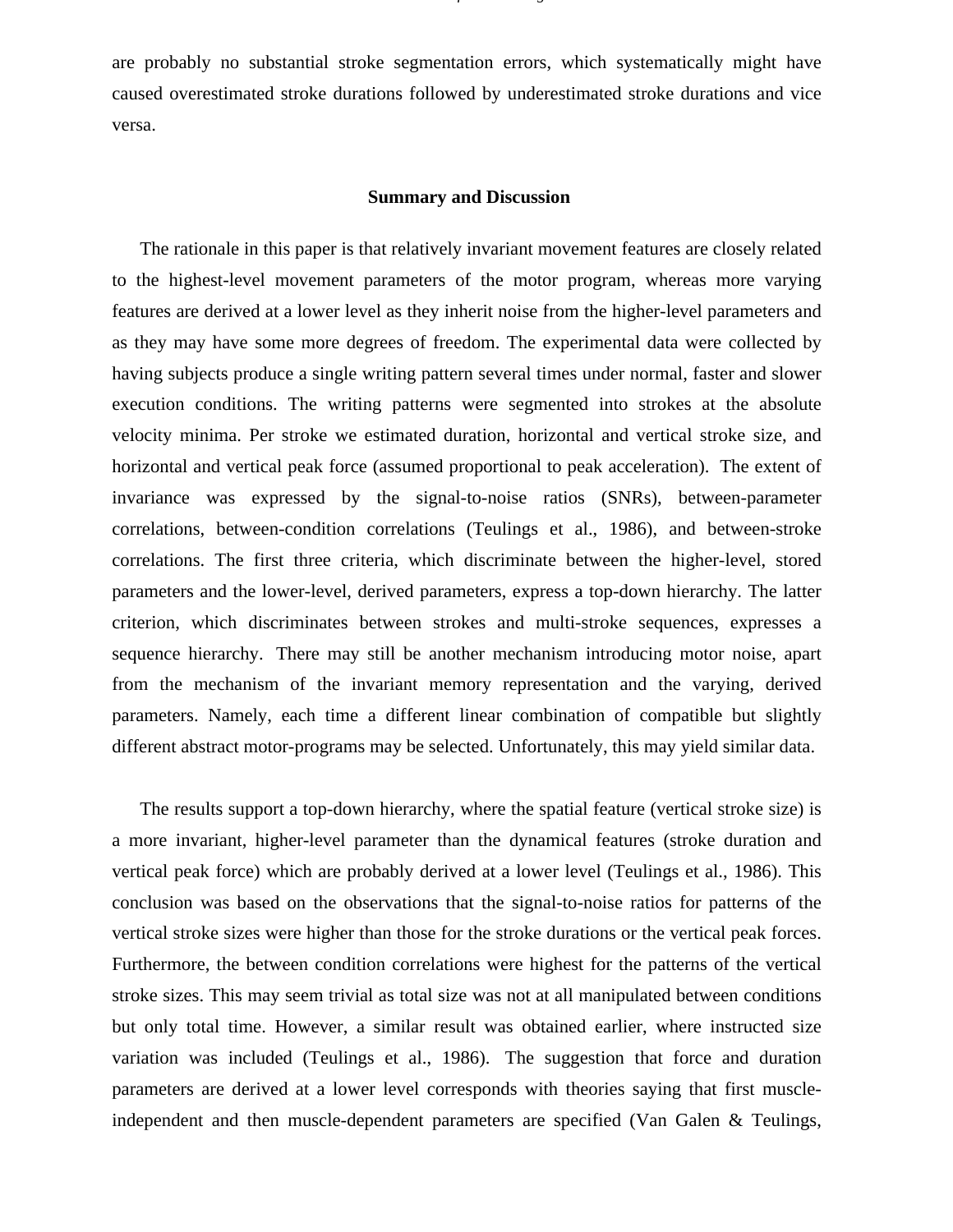are probably no substantial stroke segmentation errors, which systematically might have caused overestimated stroke durations followed by underestimated stroke durations and vice versa.

## Summary and Discussion

The rationale in this paper is that relatively invariant movement features are closely related to the highest-level movement parameters of the motor program, whereas more varying features are derived at a lower level as they inherit noise from the higher-level parameters and as they may have some more degrees of freedom. The experimental data were collected by having subjects produce a single writing pattern several times under normal, faster and slower execution conditions. The writing patterns were segmented into strokes at the absolute velocity minima. Per stroke we estimated duration, horizontal and vertical stroke size, and horizontal and vertical peak force (assumed proportional to peak acceleration). The extent of invariance was expressed by the signal-to-noise ratios (SNRs), between-parameter correlations, between-condition correlations (Teulings et al., 1986), and between-stroke correlations. The first three criteria, which discriminate between the higher-level, stored parameters and the lower-level, derived parameters, express a top-down hierarchy. The latter criterion, which discriminates between strokes and multi-stroke sequences, expresses a sequence hierarchy. There may still be another mechanism introducing motor noise, apart from the mechanism of the invariant memory representation and the varying, derived parameters. Namely, each time a different linear combination of compatible but slightly different abstract motor-programs may be selected. Unfortunately, this may yield similar data.

The results support a top-down hierarchy, where the spatial feature (vertical stroke size) is a more invariant, higher-level parameter than the dynamical features (stroke duration and vertical peak force) which are probably derived at a lower level (Teulings et al., 1986). This conclusion was based on the observations that the signal-to-noise ratios for patterns of the vertical stroke sizes were higher than those for the stroke durations or the vertical peak forces. Furthermore, the between condition correlations were highest for the patterns of the vertical stroke sizes. This may seem trivial as total size was not at all manipulated between conditions but only total time. However, a similar result was obtained earlier, where instructed size variation was included (Teulings et al., 1986). The suggestion that force and duration parameters are derived at a lower level corresponds with theories saying that first muscle-independent and then muscle-dependent parameters are specified (Van Galen & Teulings,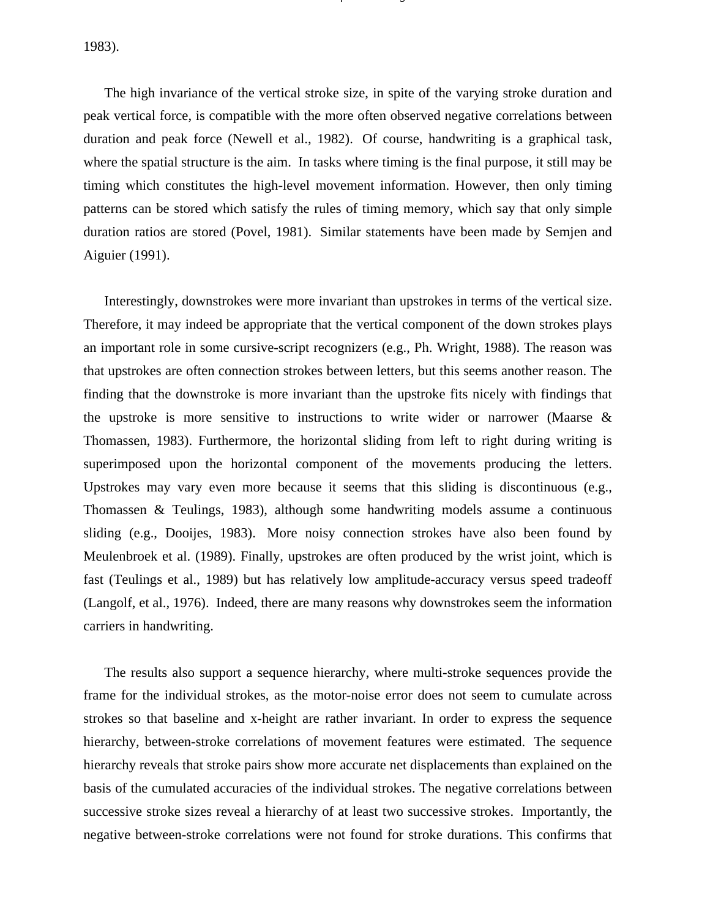1983).

The high invariance of the vertical stroke size, in spite of the varying stroke duration and peak vertical force, is compatible with the more often observed negative correlations between duration and peak force (Newell et al., 1982). Of course, handwriting is a graphical task, where the spatial structure is the aim. In tasks where timing is the final purpose, it still may be timing which constitutes the high-level movement information. However, then only timing patterns can be stored which satisfy the rules of timing memory, which say that only simple duration ratios are stored (Povel, 1981). Similar statements have been made by Semjen and Aiguier (1991).

Interestingly, downstrokes were more invariant than upstrokes in terms of the vertical size. Therefore, it may indeed be appropriate that the vertical component of the down strokes plays an important role in some cursive-script recognizers (e.g., Ph. Wright, 1988). The reason was that upstrokes are often connection strokes between letters, but this seems another reason. The finding that the downstroke is more invariant than the upstroke fits nicely with findings that the upstroke is more sensitive to instructions to write wider or narrower (Maarse & Thomassen, 1983). Furthermore, the horizontal sliding from left to right during writing is superimposed upon the horizontal component of the movements producing the letters. Upstrokes may vary even more because it seems that this sliding is discontinuous (e.g., Thomassen & Teulings, 1983), although some handwriting models assume a continuous sliding (e.g., Dooijes, 1983). More noisy connection strokes have also been found by Meulenbroek et al. (1989). Finally, upstrokes are often produced by the wrist joint, which is fast (Teulings et al., 1989) but has relatively low amplitude-accuracy versus speed tradeoff (Langolf, et al., 1976). Indeed, there are many reasons why downstrokes seem the information carriers in handwriting.

The results also support a sequence hierarchy, where multi-stroke sequences provide the frame for the individual strokes, as the motor-noise error does not seem to cumulate across strokes so that baseline and x-height are rather invariant. In order to express the sequence hierarchy, between-stroke correlations of movement features were estimated. The sequence hierarchy reveals that stroke pairs show more accurate net displacements than explained on the basis of the cumulated accuracies of the individual strokes. The negative correlations between successive stroke sizes reveal a hierarchy of at least two successive strokes. Importantly, the negative between-stroke correlations were not found for stroke durations. This confirms that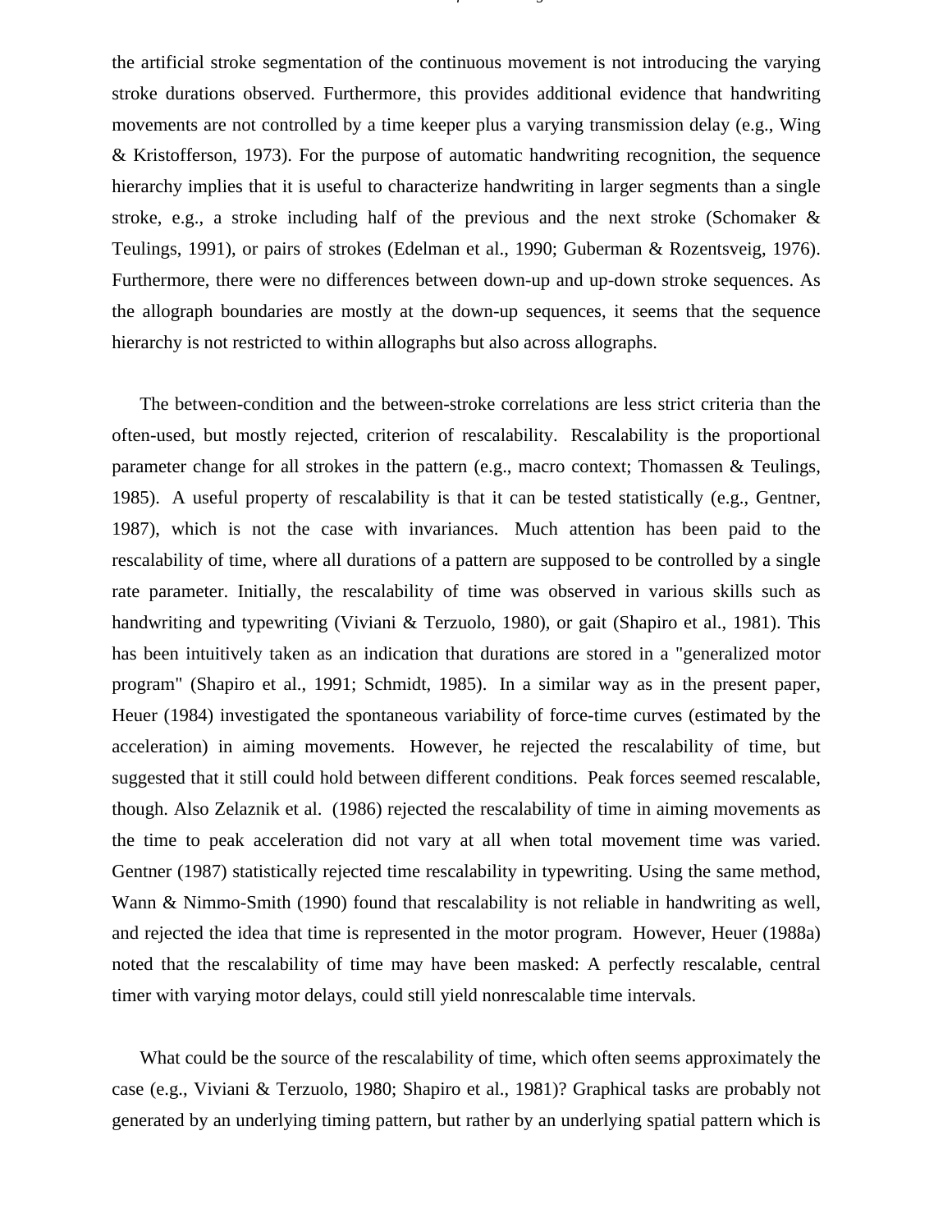the artificial stroke segmentation of the continuous movement is not introducing the varying stroke durations observed. Furthermore, this provides additional evidence that handwriting movements are not controlled by a time keeper plus a varying transmission delay (e.g., Wing & Kristofferson, 1973). For the purpose of automatic handwriting recognition, the sequence hierarchy implies that it is useful to characterize handwriting in larger segments than a single stroke, e.g., a stroke including half of the previous and the next stroke (Schomaker & Teulings, 1991), or pairs of strokes (Edelman et al., 1990; Guberman & Rozentsveig, 1976). Furthermore, there were no differences between down-up and up-down stroke sequences. As the allograph boundaries are mostly at the down-up sequences, it seems that the sequence hierarchy is not restricted to within allographs but also across allographs.

The between-condition and the between-stroke correlations are less strict criteria than the often-used, but mostly rejected, criterion of rescalability. Rescalability is the proportional parameter change for all strokes in the pattern (e.g., macro context; Thomassen & Teulings, 1985). A useful property of rescalability is that it can be tested statistically (e.g., Gentner, 1987), which is not the case with invariances. Much attention has been paid to the rescalability of time, where all durations of a pattern are supposed to be controlled by a single rate parameter. Initially, the rescalability of time was observed in various skills such as handwriting and typewriting (Viviani & Terzuolo, 1980), or gait (Shapiro et al., 1981). This has been intuitively taken as an indication that durations are stored in a "generalized motor program" (Shapiro et al., 1991; Schmidt, 1985). In a similar way as in the present paper, Heuer (1984) investigated the spontaneous variability of force-time curves (estimated by the acceleration) in aiming movements. However, he rejected the rescalability of time, but suggested that it still could hold between different conditions. Peak forces seemed rescalable, though. Also Zelaznik et al. (1986) rejected the rescalability of time in aiming movements as the time to peak acceleration did not vary at all when total movement time was varied. Gentner (1987) statistically rejected time rescalability in typewriting. Using the same method, Wann & Nimmo-Smith (1990) found that rescalability is not reliable in handwriting as well, and rejected the idea that time is represented in the motor program. However, Heuer (1988a) noted that the rescalability of time may have been masked: A perfectly rescalable, central timer with varying motor delays, could still yield nonrescalable time intervals.

What could be the source of the rescalability of time, which often seems approximately the case (e.g., Viviani & Terzuolo, 1980; Shapiro et al., 1981)? Graphical tasks are probably not generated by an underlying timing pattern, but rather by an underlying spatial pattern which is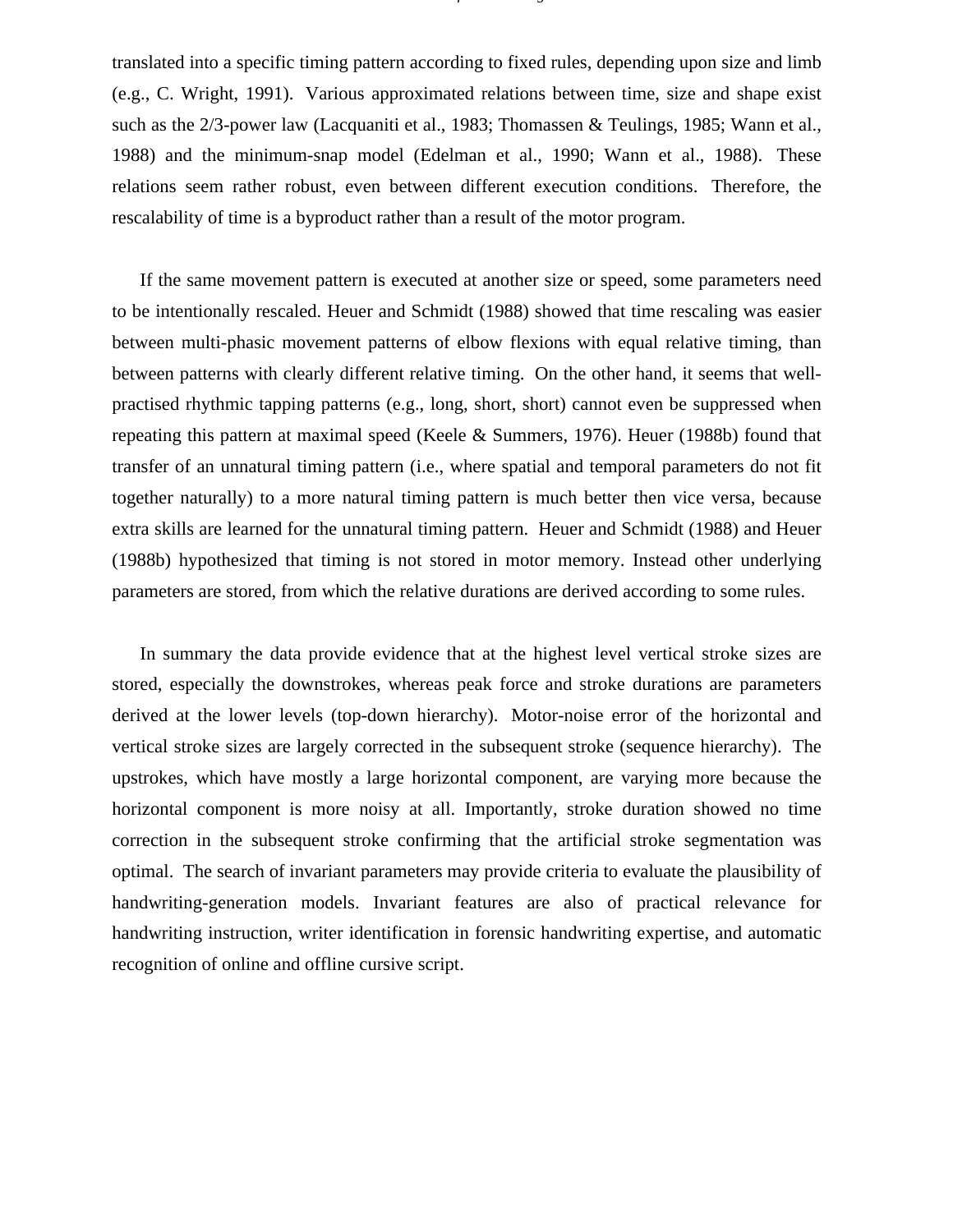translated into a specific timing pattern according to fixed rules, depending upon size and limb (e.g., C. Wright, 1991). Various approximated relations between time, size and shape exist such as the 2/3-power law (Lacquaniti et al., 1983; Thomassen & Teulings, 1985; Wann et al., 1988) and the minimum-snap model (Edelman et al., 1990; Wann et al., 1988). These relations seem rather robust, even between different execution conditions. Therefore, the rescalability of time is a byproduct rather than a result of the motor program.

If the same movement pattern is executed at another size or speed, some parameters need to be intentionally rescaled. Heuer and Schmidt (1988) showed that time rescaling was easier between multi-phasic movement patterns of elbow flexions with equal relative timing, than between patterns with clearly different relative timing. On the other hand, it seems that well-practised rhythmic tapping patterns (e.g., long, short, short) cannot even be suppressed when repeating this pattern at maximal speed (Keele & Summers, 1976). Heuer (1988b) found that transfer of an unnatural timing pattern (i.e., where spatial and temporal parameters do not fit together naturally) to a more natural timing pattern is much better then vice versa, because extra skills are learned for the unnatural timing pattern. Heuer and Schmidt (1988) and Heuer (1988b) hypothesized that timing is not stored in motor memory. Instead other underlying parameters are stored, from which the relative durations are derived according to some rules.

In summary the data provide evidence that at the highest level vertical stroke sizes are stored, especially the downstrokes, whereas peak force and stroke durations are parameters derived at the lower levels (top-down hierarchy). Motor-noise error of the horizontal and vertical stroke sizes are largely corrected in the subsequent stroke (sequence hierarchy). The upstrokes, which have mostly a large horizontal component, are varying more because the horizontal component is more noisy at all. Importantly, stroke duration showed no time correction in the subsequent stroke confirming that the artificial stroke segmentation was optimal. The search of invariant parameters may provide criteria to evaluate the plausibility of handwriting-generation models. Invariant features are also of practical relevance for handwriting instruction, writer identification in forensic handwriting expertise, and automatic recognition of online and offline cursive script.